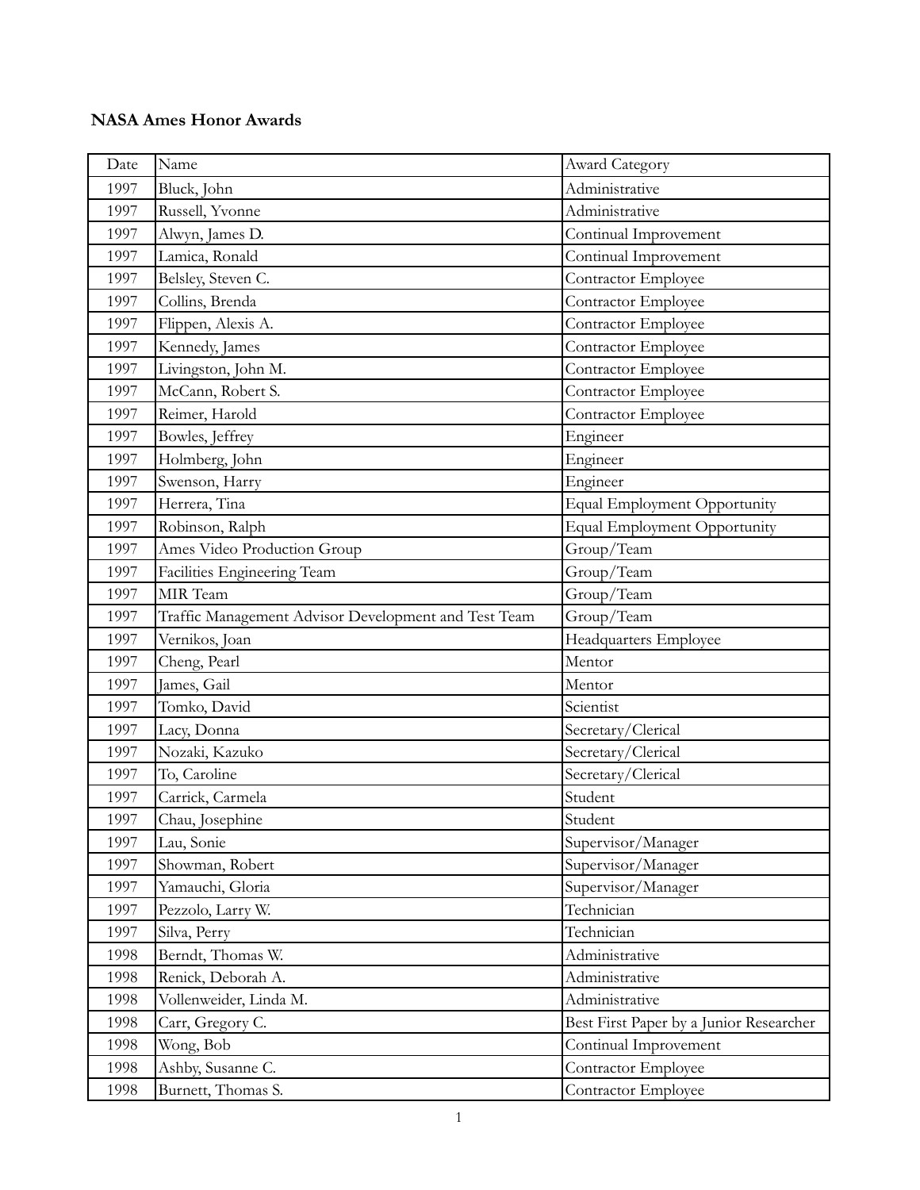**NASA Ames Honor Awards**

| Date | Name | Award Category |
|---|---|---|
| 1997 | Bluck, John | Administrative |
| 1997 | Russell, Yvonne | Administrative |
| 1997 | Alwyn, James D. | Continual Improvement |
| 1997 | Lamica, Ronald | Continual Improvement |
| 1997 | Belsley, Steven C. | Contractor Employee |
| 1997 | Collins, Brenda | Contractor Employee |
| 1997 | Flippen, Alexis A. | Contractor Employee |
| 1997 | Kennedy, James | Contractor Employee |
| 1997 | Livingston, John M. | Contractor Employee |
| 1997 | McCann, Robert S. | Contractor Employee |
| 1997 | Reimer, Harold | Contractor Employee |
| 1997 | Bowles, Jeffrey | Engineer |
| 1997 | Holmberg, John | Engineer |
| 1997 | Swenson, Harry | Engineer |
| 1997 | Herrera, Tina | Equal Employment Opportunity |
| 1997 | Robinson, Ralph | Equal Employment Opportunity |
| 1997 | Ames Video Production Group | Group/Team |
| 1997 | Facilities Engineering Team | Group/Team |
| 1997 | MIR Team | Group/Team |
| 1997 | Traffic Management Advisor Development and Test Team | Group/Team |
| 1997 | Vernikos, Joan | Headquarters Employee |
| 1997 | Cheng, Pearl | Mentor |
| 1997 | James, Gail | Mentor |
| 1997 | Tomko, David | Scientist |
| 1997 | Lacy, Donna | Secretary/Clerical |
| 1997 | Nozaki, Kazuko | Secretary/Clerical |
| 1997 | To, Caroline | Secretary/Clerical |
| 1997 | Carrick, Carmela | Student |
| 1997 | Chau, Josephine | Student |
| 1997 | Lau, Sonie | Supervisor/Manager |
| 1997 | Showman, Robert | Supervisor/Manager |
| 1997 | Yamauchi, Gloria | Supervisor/Manager |
| 1997 | Pezzolo, Larry W. | Technician |
| 1997 | Silva, Perry | Technician |
| 1998 | Berndt, Thomas W. | Administrative |
| 1998 | Renick, Deborah A. | Administrative |
| 1998 | Vollenweider, Linda M. | Administrative |
| 1998 | Carr, Gregory C. | Best First Paper by a Junior Researcher |
| 1998 | Wong, Bob | Continual Improvement |
| 1998 | Ashby, Susanne C. | Contractor Employee |
| 1998 | Burnett, Thomas S. | Contractor Employee |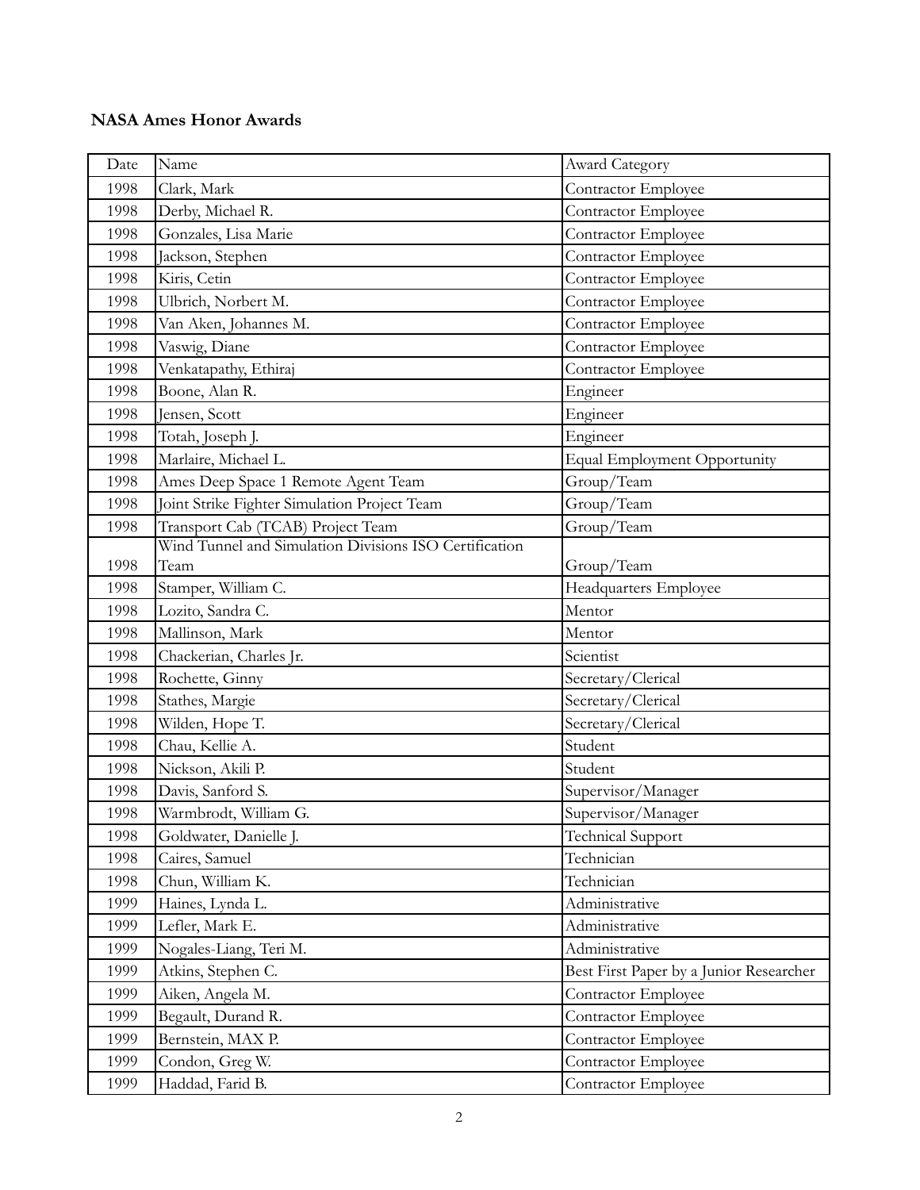**NASA Ames Honor Awards**

| Date | Name | Award Category |
|---|---|---|
| 1998 | Clark, Mark | Contractor Employee |
| 1998 | Derby, Michael R. | Contractor Employee |
| 1998 | Gonzales, Lisa Marie | Contractor Employee |
| 1998 | Jackson, Stephen | Contractor Employee |
| 1998 | Kiris, Cetin | Contractor Employee |
| 1998 | Ulbrich, Norbert M. | Contractor Employee |
| 1998 | Van Aken, Johannes M. | Contractor Employee |
| 1998 | Vaswig, Diane | Contractor Employee |
| 1998 | Venkatapathy, Ethiraj | Contractor Employee |
| 1998 | Boone, Alan R. | Engineer |
| 1998 | Jensen, Scott | Engineer |
| 1998 | Totah, Joseph J. | Engineer |
| 1998 | Marlaire, Michael L. | Equal Employment Opportunity |
| 1998 | Ames Deep Space 1 Remote Agent Team | Group/Team |
| 1998 | Joint Strike Fighter Simulation Project Team | Group/Team |
| 1998 | Transport Cab (TCAB) Project Team | Group/Team |
| 1998 | Wind Tunnel and Simulation Divisions ISO Certification Team | Group/Team |
| 1998 | Stamper, William C. | Headquarters Employee |
| 1998 | Lozito, Sandra C. | Mentor |
| 1998 | Mallinson, Mark | Mentor |
| 1998 | Chackerian, Charles Jr. | Scientist |
| 1998 | Rochette, Ginny | Secretary/Clerical |
| 1998 | Stathes, Margie | Secretary/Clerical |
| 1998 | Wilden, Hope T. | Secretary/Clerical |
| 1998 | Chau, Kellie A. | Student |
| 1998 | Nickson, Akili P. | Student |
| 1998 | Davis, Sanford S. | Supervisor/Manager |
| 1998 | Warmbrodt, William G. | Supervisor/Manager |
| 1998 | Goldwater, Danielle J. | Technical Support |
| 1998 | Caires, Samuel | Technician |
| 1998 | Chun, William K. | Technician |
| 1999 | Haines, Lynda L. | Administrative |
| 1999 | Lefler, Mark E. | Administrative |
| 1999 | Nogales-Liang, Teri M. | Administrative |
| 1999 | Atkins, Stephen C. | Best First Paper by a Junior Researcher |
| 1999 | Aiken, Angela M. | Contractor Employee |
| 1999 | Begault, Durand R. | Contractor Employee |
| 1999 | Bernstein, MAX P. | Contractor Employee |
| 1999 | Condon, Greg W. | Contractor Employee |
| 1999 | Haddad, Farid B. | Contractor Employee |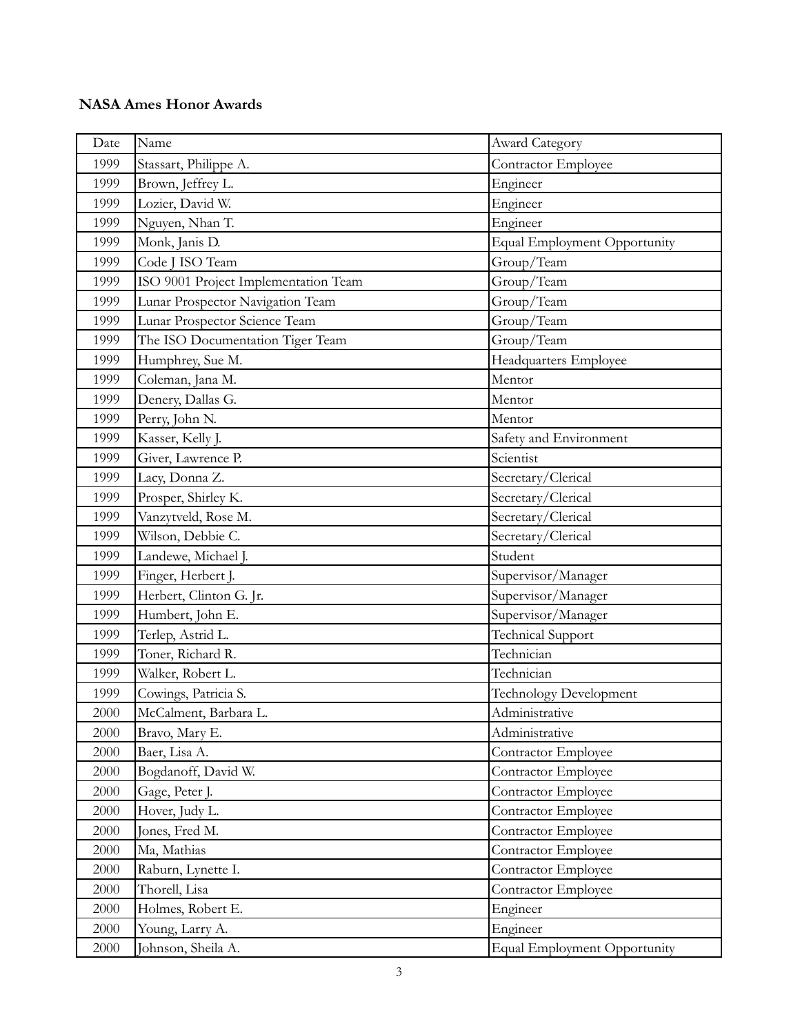**NASA Ames Honor Awards**

| Date | Name | Award Category |
|---|---|---|
| 1999 | Stassart, Philippe A. | Contractor Employee |
| 1999 | Brown, Jeffrey L. | Engineer |
| 1999 | Lozier, David W. | Engineer |
| 1999 | Nguyen, Nhan T. | Engineer |
| 1999 | Monk, Janis D. | Equal Employment Opportunity |
| 1999 | Code J ISO Team | Group/Team |
| 1999 | ISO 9001 Project Implementation Team | Group/Team |
| 1999 | Lunar Prospector Navigation Team | Group/Team |
| 1999 | Lunar Prospector Science Team | Group/Team |
| 1999 | The ISO Documentation Tiger Team | Group/Team |
| 1999 | Humphrey, Sue M. | Headquarters Employee |
| 1999 | Coleman, Jana M. | Mentor |
| 1999 | Denery, Dallas G. | Mentor |
| 1999 | Perry, John N. | Mentor |
| 1999 | Kasser, Kelly J. | Safety and Environment |
| 1999 | Giver, Lawrence P. | Scientist |
| 1999 | Lacy, Donna Z. | Secretary/Clerical |
| 1999 | Prosper, Shirley K. | Secretary/Clerical |
| 1999 | Vanzytveld, Rose M. | Secretary/Clerical |
| 1999 | Wilson, Debbie C. | Secretary/Clerical |
| 1999 | Landewe, Michael J. | Student |
| 1999 | Finger, Herbert J. | Supervisor/Manager |
| 1999 | Herbert, Clinton G. Jr. | Supervisor/Manager |
| 1999 | Humbert, John E. | Supervisor/Manager |
| 1999 | Terlep, Astrid L. | Technical Support |
| 1999 | Toner, Richard R. | Technician |
| 1999 | Walker, Robert L. | Technician |
| 1999 | Cowings, Patricia S. | Technology Development |
| 2000 | McCalment, Barbara L. | Administrative |
| 2000 | Bravo, Mary E. | Administrative |
| 2000 | Baer, Lisa A. | Contractor Employee |
| 2000 | Bogdanoff, David W. | Contractor Employee |
| 2000 | Gage, Peter J. | Contractor Employee |
| 2000 | Hover, Judy L. | Contractor Employee |
| 2000 | Jones, Fred M. | Contractor Employee |
| 2000 | Ma, Mathias | Contractor Employee |
| 2000 | Raburn, Lynette I. | Contractor Employee |
| 2000 | Thorell, Lisa | Contractor Employee |
| 2000 | Holmes, Robert E. | Engineer |
| 2000 | Young, Larry A. | Engineer |
| 2000 | Johnson, Sheila A. | Equal Employment Opportunity |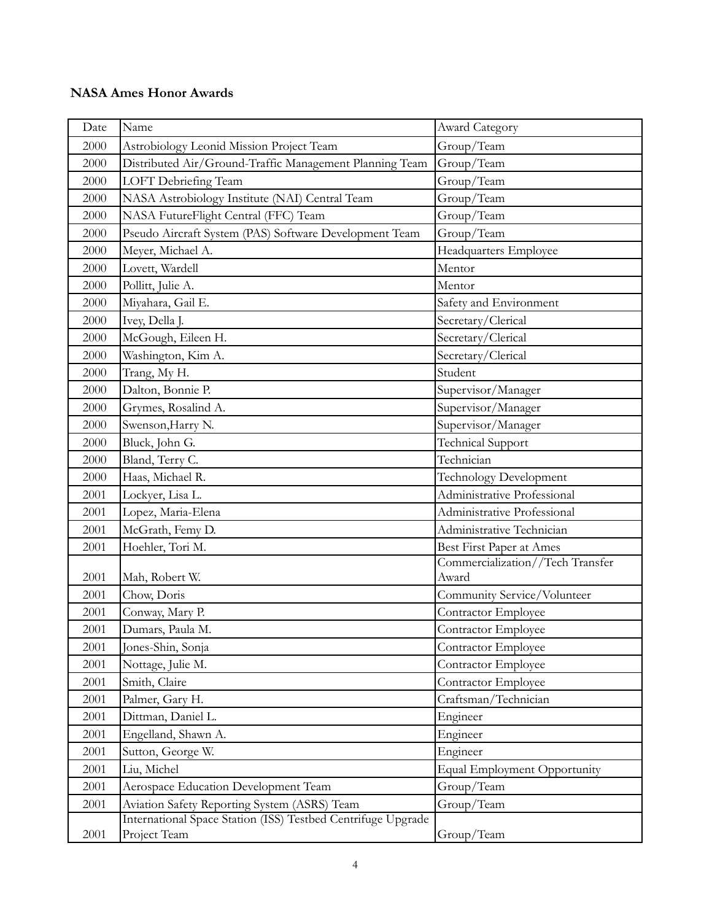**NASA Ames Honor Awards**

| Date | Name | Award Category |
|---|---|---|
| 2000 | Astrobiology Leonid Mission Project Team | Group/Team |
| 2000 | Distributed Air/Ground-Traffic Management Planning Team | Group/Team |
| 2000 | LOFT Debriefing Team | Group/Team |
| 2000 | NASA Astrobiology Institute (NAI) Central Team | Group/Team |
| 2000 | NASA FutureFlight Central (FFC) Team | Group/Team |
| 2000 | Pseudo Aircraft System (PAS) Software Development Team | Group/Team |
| 2000 | Meyer, Michael A. | Headquarters Employee |
| 2000 | Lovett, Wardell | Mentor |
| 2000 | Pollitt, Julie A. | Mentor |
| 2000 | Miyahara, Gail E. | Safety and Environment |
| 2000 | Ivey, Della J. | Secretary/Clerical |
| 2000 | McGough, Eileen H. | Secretary/Clerical |
| 2000 | Washington, Kim A. | Secretary/Clerical |
| 2000 | Trang, My H. | Student |
| 2000 | Dalton, Bonnie P. | Supervisor/Manager |
| 2000 | Grymes, Rosalind A. | Supervisor/Manager |
| 2000 | Swenson,Harry N. | Supervisor/Manager |
| 2000 | Bluck, John G. | Technical Support |
| 2000 | Bland, Terry C. | Technician |
| 2000 | Haas, Michael R. | Technology Development |
| 2001 | Lockyer, Lisa L. | Administrative Professional |
| 2001 | Lopez, Maria-Elena | Administrative Professional |
| 2001 | McGrath, Femy D. | Administrative Technician |
| 2001 | Hoehler, Tori M. | Best First Paper at Ames |
| 2001 | Mah, Robert W. | Commercialization//Tech Transfer Award |
| 2001 | Chow, Doris | Community Service/Volunteer |
| 2001 | Conway, Mary P. | Contractor Employee |
| 2001 | Dumars, Paula M. | Contractor Employee |
| 2001 | Jones-Shin, Sonja | Contractor Employee |
| 2001 | Nottage, Julie M. | Contractor Employee |
| 2001 | Smith, Claire | Contractor Employee |
| 2001 | Palmer, Gary H. | Craftsman/Technician |
| 2001 | Dittman, Daniel L. | Engineer |
| 2001 | Engelland, Shawn A. | Engineer |
| 2001 | Sutton, George W. | Engineer |
| 2001 | Liu, Michel | Equal Employment Opportunity |
| 2001 | Aerospace Education Development Team | Group/Team |
| 2001 | Aviation Safety Reporting System (ASRS) Team | Group/Team |
| 2001 | International Space Station (ISS) Testbed Centrifuge Upgrade Project Team | Group/Team |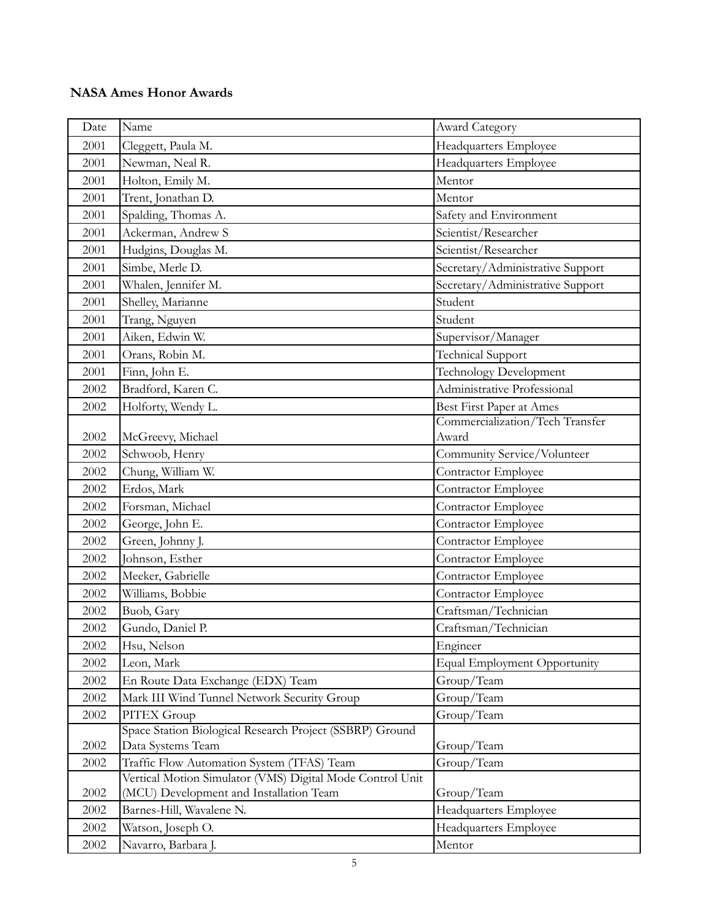**NASA Ames Honor Awards**

| Date | Name | Award Category |
|---|---|---|
| 2001 | Cleggett, Paula M. | Headquarters Employee |
| 2001 | Newman, Neal R. | Headquarters Employee |
| 2001 | Holton, Emily M. | Mentor |
| 2001 | Trent, Jonathan D. | Mentor |
| 2001 | Spalding, Thomas A. | Safety and Environment |
| 2001 | Ackerman, Andrew S | Scientist/Researcher |
| 2001 | Hudgins, Douglas M. | Scientist/Researcher |
| 2001 | Simbe, Merle D. | Secretary/Administrative Support |
| 2001 | Whalen, Jennifer M. | Secretary/Administrative Support |
| 2001 | Shelley, Marianne | Student |
| 2001 | Trang, Nguyen | Student |
| 2001 | Aiken, Edwin W. | Supervisor/Manager |
| 2001 | Orans, Robin M. | Technical Support |
| 2001 | Finn, John E. | Technology Development |
| 2002 | Bradford, Karen C. | Administrative Professional |
| 2002 | Holforty, Wendy L. | Best First Paper at Ames |
| 2002 | McGreevy, Michael | Commercialization/Tech Transfer Award |
| 2002 | Schwoob, Henry | Community Service/Volunteer |
| 2002 | Chung, William W. | Contractor Employee |
| 2002 | Erdos, Mark | Contractor Employee |
| 2002 | Forsman, Michael | Contractor Employee |
| 2002 | George, John E. | Contractor Employee |
| 2002 | Green, Johnny J. | Contractor Employee |
| 2002 | Johnson, Esther | Contractor Employee |
| 2002 | Meeker, Gabrielle | Contractor Employee |
| 2002 | Williams, Bobbie | Contractor Employee |
| 2002 | Buob, Gary | Craftsman/Technician |
| 2002 | Gundo, Daniel P. | Craftsman/Technician |
| 2002 | Hsu, Nelson | Engineer |
| 2002 | Leon, Mark | Equal Employment Opportunity |
| 2002 | En Route Data Exchange (EDX) Team | Group/Team |
| 2002 | Mark III Wind Tunnel Network Security Group | Group/Team |
| 2002 | PITEX Group | Group/Team |
| 2002 | Space Station Biological Research Project (SSBRP) Ground Data Systems Team | Group/Team |
| 2002 | Traffic Flow Automation System (TFAS) Team | Group/Team |
| 2002 | Vertical Motion Simulator (VMS) Digital Mode Control Unit (MCU) Development and Installation Team | Group/Team |
| 2002 | Barnes-Hill, Wavalene N. | Headquarters Employee |
| 2002 | Watson, Joseph O. | Headquarters Employee |
| 2002 | Navarro, Barbara J. | Mentor |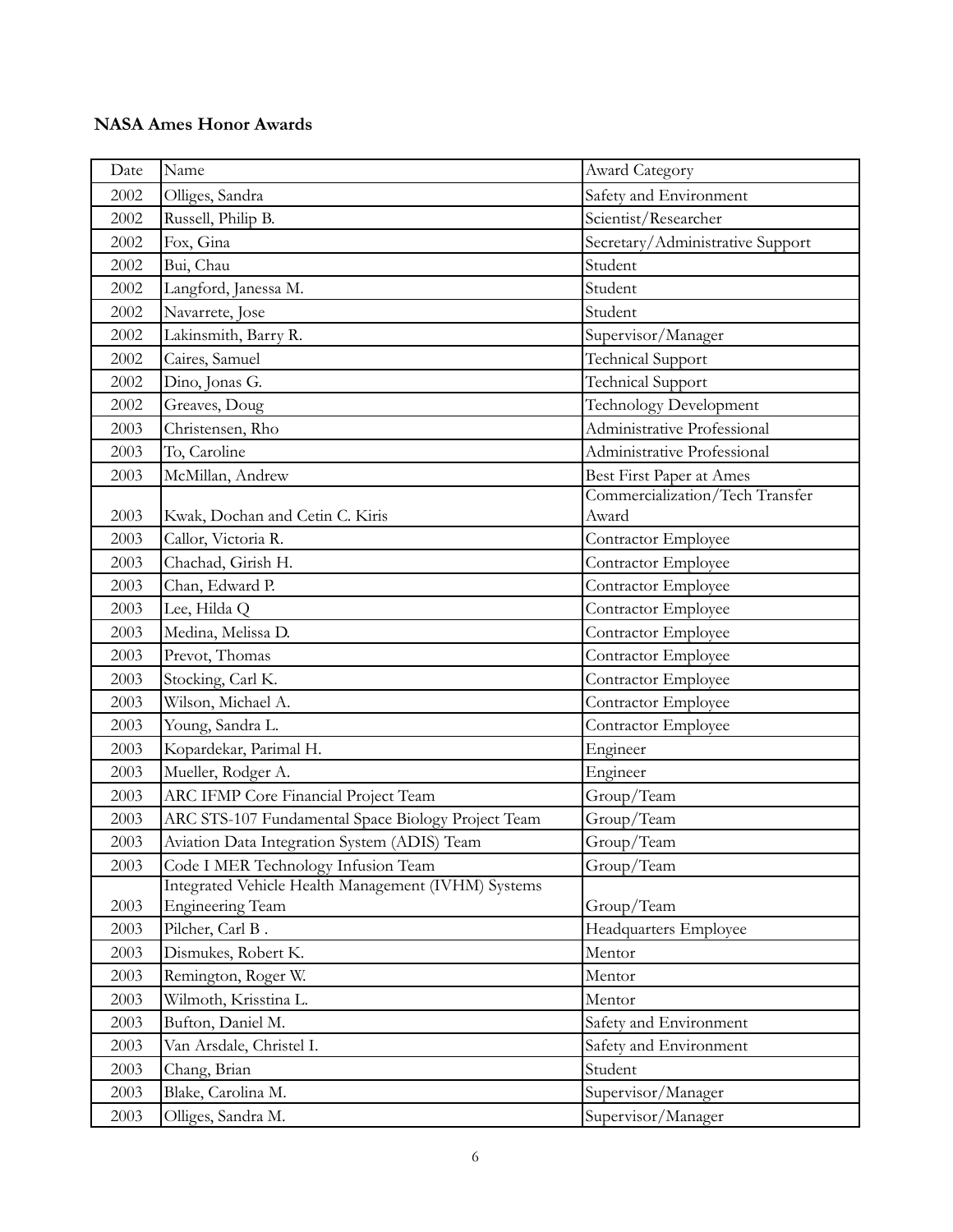**NASA Ames Honor Awards**

| Date | Name | Award Category |
|---|---|---|
| 2002 | Olliges, Sandra | Safety and Environment |
| 2002 | Russell, Philip B. | Scientist/Researcher |
| 2002 | Fox, Gina | Secretary/Administrative Support |
| 2002 | Bui, Chau | Student |
| 2002 | Langford, Janessa M. | Student |
| 2002 | Navarrete, Jose | Student |
| 2002 | Lakinsmith, Barry R. | Supervisor/Manager |
| 2002 | Caires, Samuel | Technical Support |
| 2002 | Dino, Jonas G. | Technical Support |
| 2002 | Greaves, Doug | Technology Development |
| 2003 | Christensen, Rho | Administrative Professional |
| 2003 | To, Caroline | Administrative Professional |
| 2003 | McMillan, Andrew | Best First Paper at Ames |
| 2003 | Kwak, Dochan and Cetin C. Kiris | Commercialization/Tech Transfer Award |
| 2003 | Callor, Victoria R. | Contractor Employee |
| 2003 | Chachad, Girish H. | Contractor Employee |
| 2003 | Chan, Edward P. | Contractor Employee |
| 2003 | Lee, Hilda Q | Contractor Employee |
| 2003 | Medina, Melissa D. | Contractor Employee |
| 2003 | Prevot, Thomas | Contractor Employee |
| 2003 | Stocking, Carl K. | Contractor Employee |
| 2003 | Wilson, Michael A. | Contractor Employee |
| 2003 | Young, Sandra L. | Contractor Employee |
| 2003 | Kopardekar, Parimal H. | Engineer |
| 2003 | Mueller, Rodger A. | Engineer |
| 2003 | ARC IFMP Core Financial Project Team | Group/Team |
| 2003 | ARC STS-107 Fundamental Space Biology Project Team | Group/Team |
| 2003 | Aviation Data Integration System (ADIS) Team | Group/Team |
| 2003 | Code I MER Technology Infusion Team | Group/Team |
| 2003 | Integrated Vehicle Health Management (IVHM) Systems Engineering Team | Group/Team |
| 2003 | Pilcher, Carl B . | Headquarters Employee |
| 2003 | Dismukes, Robert K. | Mentor |
| 2003 | Remington, Roger W. | Mentor |
| 2003 | Wilmoth, Krisstina L. | Mentor |
| 2003 | Bufton, Daniel M. | Safety and Environment |
| 2003 | Van Arsdale, Christel I. | Safety and Environment |
| 2003 | Chang, Brian | Student |
| 2003 | Blake, Carolina M. | Supervisor/Manager |
| 2003 | Olliges, Sandra M. | Supervisor/Manager |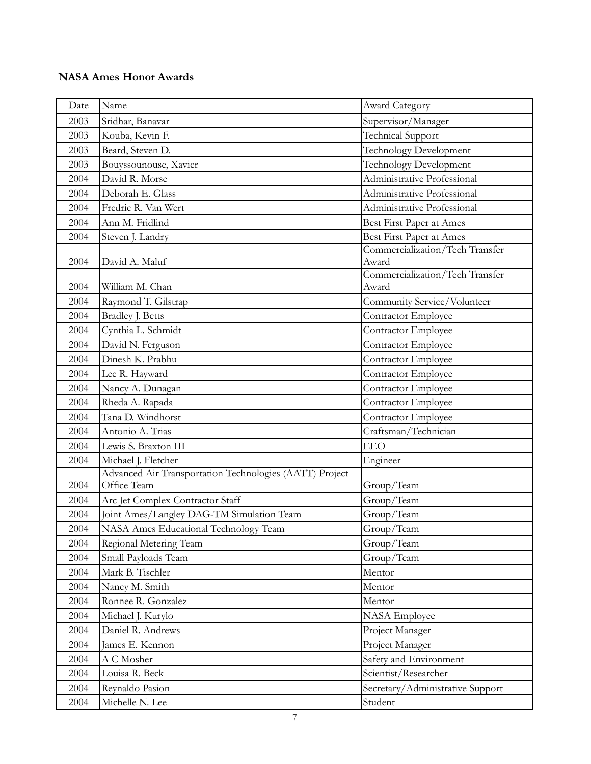**NASA Ames Honor Awards**

| Date | Name | Award Category |
|---|---|---|
| 2003 | Sridhar, Banavar | Supervisor/Manager |
| 2003 | Kouba, Kevin F. | Technical Support |
| 2003 | Beard, Steven D. | Technology Development |
| 2003 | Bouyssounouse, Xavier | Technology Development |
| 2004 | David R. Morse | Administrative Professional |
| 2004 | Deborah E. Glass | Administrative Professional |
| 2004 | Fredric R. Van Wert | Administrative Professional |
| 2004 | Ann M. Fridlind | Best First Paper at Ames |
| 2004 | Steven J. Landry | Best First Paper at Ames |
| 2004 | David A. Maluf | Commercialization/Tech Transfer Award |
| 2004 | William M. Chan | Commercialization/Tech Transfer Award |
| 2004 | Raymond T. Gilstrap | Community Service/Volunteer |
| 2004 | Bradley J. Betts | Contractor Employee |
| 2004 | Cynthia L. Schmidt | Contractor Employee |
| 2004 | David N. Ferguson | Contractor Employee |
| 2004 | Dinesh K. Prabhu | Contractor Employee |
| 2004 | Lee R. Hayward | Contractor Employee |
| 2004 | Nancy A. Dunagan | Contractor Employee |
| 2004 | Rheda A. Rapada | Contractor Employee |
| 2004 | Tana D. Windhorst | Contractor Employee |
| 2004 | Antonio A. Trias | Craftsman/Technician |
| 2004 | Lewis S. Braxton III | EEO |
| 2004 | Michael J. Fletcher | Engineer |
| 2004 | Advanced Air Transportation Technologies (AATT) Project Office Team | Group/Team |
| 2004 | Arc Jet Complex Contractor Staff | Group/Team |
| 2004 | Joint Ames/Langley DAG-TM Simulation Team | Group/Team |
| 2004 | NASA Ames Educational Technology Team | Group/Team |
| 2004 | Regional Metering Team | Group/Team |
| 2004 | Small Payloads Team | Group/Team |
| 2004 | Mark B. Tischler | Mentor |
| 2004 | Nancy M. Smith | Mentor |
| 2004 | Ronnee R. Gonzalez | Mentor |
| 2004 | Michael J. Kurylo | NASA Employee |
| 2004 | Daniel R. Andrews | Project Manager |
| 2004 | James E. Kennon | Project Manager |
| 2004 | A C Mosher | Safety and Environment |
| 2004 | Louisa R. Beck | Scientist/Researcher |
| 2004 | Reynaldo Pasion | Secretary/Administrative Support |
| 2004 | Michelle N. Lee | Student |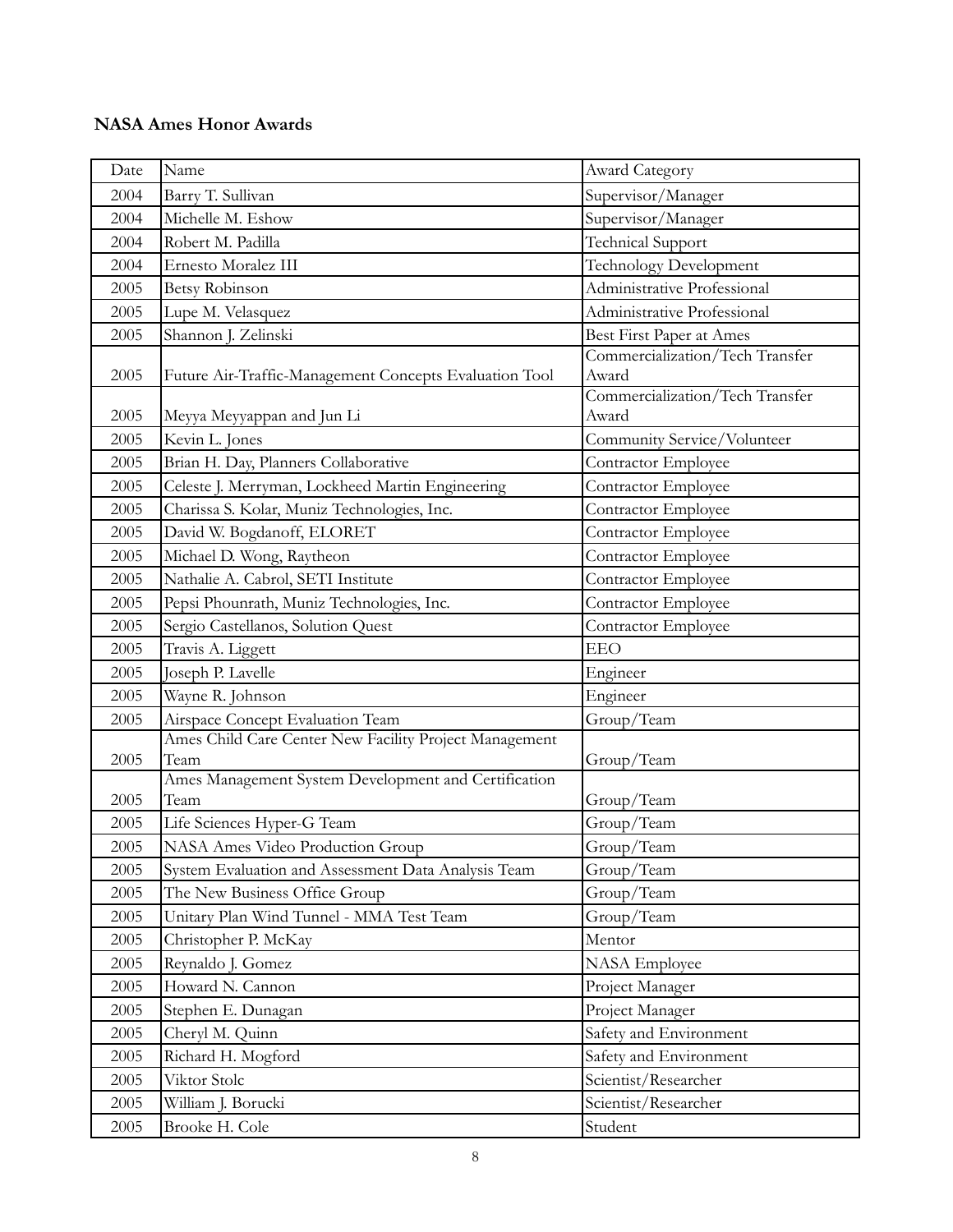**NASA Ames Honor Awards**

| Date | Name | Award Category |
|---|---|---|
| 2004 | Barry T. Sullivan | Supervisor/Manager |
| 2004 | Michelle M. Eshow | Supervisor/Manager |
| 2004 | Robert M. Padilla | Technical Support |
| 2004 | Ernesto Moralez III | Technology Development |
| 2005 | Betsy Robinson | Administrative Professional |
| 2005 | Lupe M. Velasquez | Administrative Professional |
| 2005 | Shannon J. Zelinski | Best First Paper at Ames |
| 2005 | Future Air-Traffic-Management Concepts Evaluation Tool | Commercialization/Tech Transfer Award |
| 2005 | Meyya Meyyappan and Jun Li | Commercialization/Tech Transfer Award |
| 2005 | Kevin L. Jones | Community Service/Volunteer |
| 2005 | Brian H. Day, Planners Collaborative | Contractor Employee |
| 2005 | Celeste J. Merryman, Lockheed Martin Engineering | Contractor Employee |
| 2005 | Charissa S. Kolar, Muniz Technologies, Inc. | Contractor Employee |
| 2005 | David W. Bogdanoff, ELORET | Contractor Employee |
| 2005 | Michael D. Wong, Raytheon | Contractor Employee |
| 2005 | Nathalie A. Cabrol, SETI Institute | Contractor Employee |
| 2005 | Pepsi Phounrath, Muniz Technologies, Inc. | Contractor Employee |
| 2005 | Sergio Castellanos, Solution Quest | Contractor Employee |
| 2005 | Travis A. Liggett | EEO |
| 2005 | Joseph P. Lavelle | Engineer |
| 2005 | Wayne R. Johnson | Engineer |
| 2005 | Airspace Concept Evaluation Team | Group/Team |
| 2005 | Ames Child Care Center New Facility Project Management Team | Group/Team |
| 2005 | Ames Management System Development and Certification Team | Group/Team |
| 2005 | Life Sciences Hyper-G Team | Group/Team |
| 2005 | NASA Ames Video Production Group | Group/Team |
| 2005 | System Evaluation and Assessment Data Analysis Team | Group/Team |
| 2005 | The New Business Office Group | Group/Team |
| 2005 | Unitary Plan Wind Tunnel - MMA Test Team | Group/Team |
| 2005 | Christopher P. McKay | Mentor |
| 2005 | Reynaldo J. Gomez | NASA Employee |
| 2005 | Howard N. Cannon | Project Manager |
| 2005 | Stephen E. Dunagan | Project Manager |
| 2005 | Cheryl M. Quinn | Safety and Environment |
| 2005 | Richard H. Mogford | Safety and Environment |
| 2005 | Viktor Stolc | Scientist/Researcher |
| 2005 | William J. Borucki | Scientist/Researcher |
| 2005 | Brooke H. Cole | Student |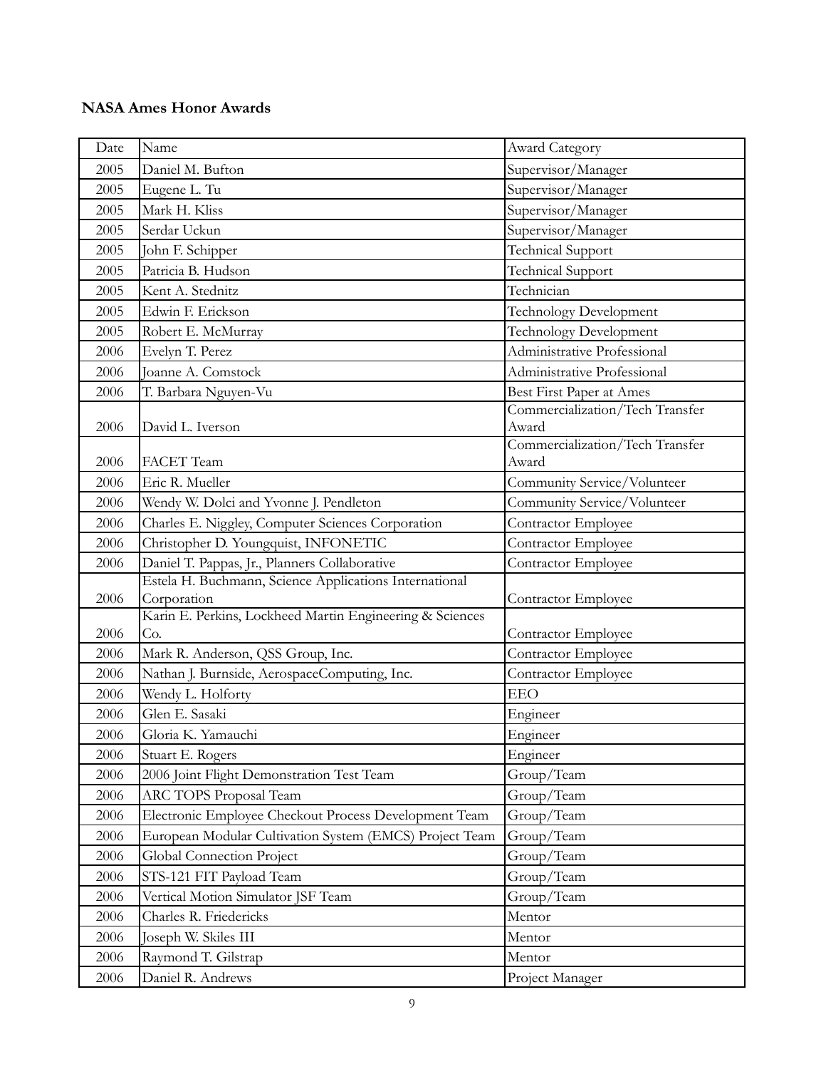**NASA Ames Honor Awards**

| Date | Name | Award Category |
|---|---|---|
| 2005 | Daniel M. Bufton | Supervisor/Manager |
| 2005 | Eugene L. Tu | Supervisor/Manager |
| 2005 | Mark H. Kliss | Supervisor/Manager |
| 2005 | Serdar Uckun | Supervisor/Manager |
| 2005 | John F. Schipper | Technical Support |
| 2005 | Patricia B. Hudson | Technical Support |
| 2005 | Kent A. Stednitz | Technician |
| 2005 | Edwin F. Erickson | Technology Development |
| 2005 | Robert E. McMurray | Technology Development |
| 2006 | Evelyn T. Perez | Administrative Professional |
| 2006 | Joanne A. Comstock | Administrative Professional |
| 2006 | T. Barbara Nguyen-Vu | Best First Paper at Ames |
| 2006 | David L. Iverson | Commercialization/Tech Transfer Award |
| 2006 | FACET Team | Commercialization/Tech Transfer Award |
| 2006 | Eric R. Mueller | Community Service/Volunteer |
| 2006 | Wendy W. Dolci and Yvonne J. Pendleton | Community Service/Volunteer |
| 2006 | Charles E. Niggley, Computer Sciences Corporation | Contractor Employee |
| 2006 | Christopher D. Youngquist, INFONETIC | Contractor Employee |
| 2006 | Daniel T. Pappas, Jr., Planners Collaborative | Contractor Employee |
| 2006 | Estela H. Buchmann, Science Applications International Corporation | Contractor Employee |
| 2006 | Karin E. Perkins, Lockheed Martin Engineering & Sciences Co. | Contractor Employee |
| 2006 | Mark R. Anderson, QSS Group, Inc. | Contractor Employee |
| 2006 | Nathan J. Burnside, AerospaceComputing, Inc. | Contractor Employee |
| 2006 | Wendy L. Holforty | EEO |
| 2006 | Glen E. Sasaki | Engineer |
| 2006 | Gloria K. Yamauchi | Engineer |
| 2006 | Stuart E. Rogers | Engineer |
| 2006 | 2006 Joint Flight Demonstration Test Team | Group/Team |
| 2006 | ARC TOPS Proposal Team | Group/Team |
| 2006 | Electronic Employee Checkout Process Development Team | Group/Team |
| 2006 | European Modular Cultivation System (EMCS) Project Team | Group/Team |
| 2006 | Global Connection Project | Group/Team |
| 2006 | STS-121 FIT Payload Team | Group/Team |
| 2006 | Vertical Motion Simulator JSF Team | Group/Team |
| 2006 | Charles R. Friedericks | Mentor |
| 2006 | Joseph W. Skiles III | Mentor |
| 2006 | Raymond T. Gilstrap | Mentor |
| 2006 | Daniel R. Andrews | Project Manager |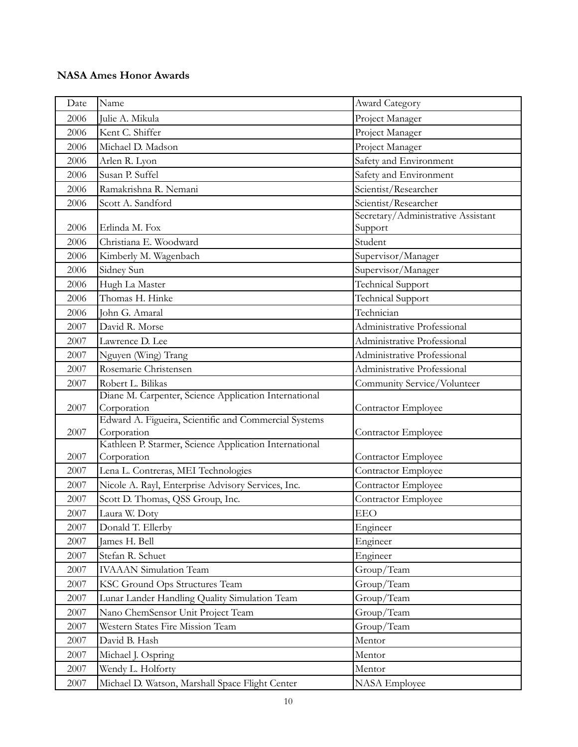**NASA Ames Honor Awards**

| Date | Name | Award Category |
|---|---|---|
| 2006 | Julie A. Mikula | Project Manager |
| 2006 | Kent C. Shiffer | Project Manager |
| 2006 | Michael D. Madson | Project Manager |
| 2006 | Arlen R. Lyon | Safety and Environment |
| 2006 | Susan P. Suffel | Safety and Environment |
| 2006 | Ramakrishna R. Nemani | Scientist/Researcher |
| 2006 | Scott A. Sandford | Scientist/Researcher |
| 2006 | Erlinda M. Fox | Secretary/Administrative Assistant Support |
| 2006 | Christiana E. Woodward | Student |
| 2006 | Kimberly M. Wagenbach | Supervisor/Manager |
| 2006 | Sidney Sun | Supervisor/Manager |
| 2006 | Hugh La Master | Technical Support |
| 2006 | Thomas H. Hinke | Technical Support |
| 2006 | John G. Amaral | Technician |
| 2007 | David R. Morse | Administrative Professional |
| 2007 | Lawrence D. Lee | Administrative Professional |
| 2007 | Nguyen (Wing) Trang | Administrative Professional |
| 2007 | Rosemarie Christensen | Administrative Professional |
| 2007 | Robert L. Bilikas | Community Service/Volunteer |
| 2007 | Diane M. Carpenter, Science Application International Corporation | Contractor Employee |
| 2007 | Edward A. Figueira, Scientific and Commercial Systems Corporation | Contractor Employee |
| 2007 | Kathleen P. Starmer, Science Application International Corporation | Contractor Employee |
| 2007 | Lena L. Contreras, MEI Technologies | Contractor Employee |
| 2007 | Nicole A. Rayl, Enterprise Advisory Services, Inc. | Contractor Employee |
| 2007 | Scott D. Thomas, QSS Group, Inc. | Contractor Employee |
| 2007 | Laura W. Doty | EEO |
| 2007 | Donald T. Ellerby | Engineer |
| 2007 | James H. Bell | Engineer |
| 2007 | Stefan R. Schuet | Engineer |
| 2007 | IVAAAN Simulation Team | Group/Team |
| 2007 | KSC Ground Ops Structures Team | Group/Team |
| 2007 | Lunar Lander Handling Quality Simulation Team | Group/Team |
| 2007 | Nano ChemSensor Unit Project Team | Group/Team |
| 2007 | Western States Fire Mission Team | Group/Team |
| 2007 | David B. Hash | Mentor |
| 2007 | Michael J. Ospring | Mentor |
| 2007 | Wendy L. Holforty | Mentor |
| 2007 | Michael D. Watson, Marshall Space Flight Center | NASA Employee |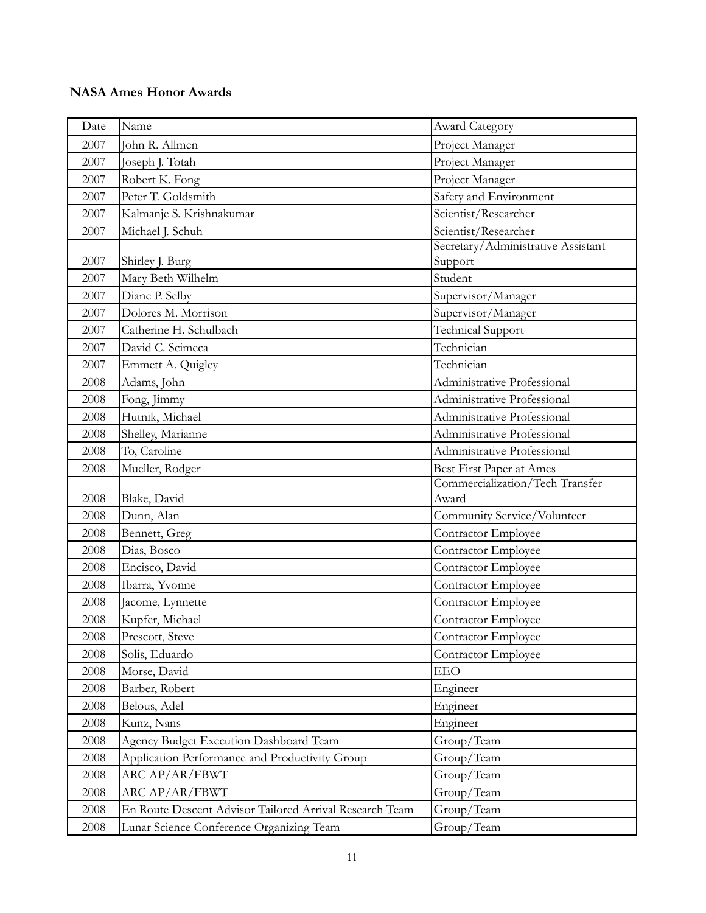**NASA Ames Honor Awards**

| Date | Name | Award Category |
|---|---|---|
| 2007 | John R. Allmen | Project Manager |
| 2007 | Joseph J. Totah | Project Manager |
| 2007 | Robert K. Fong | Project Manager |
| 2007 | Peter T. Goldsmith | Safety and Environment |
| 2007 | Kalmanje S. Krishnakumar | Scientist/Researcher |
| 2007 | Michael J. Schuh | Scientist/Researcher |
| 2007 | Shirley J. Burg | Secretary/Administrative Assistant Support |
| 2007 | Mary Beth Wilhelm | Student |
| 2007 | Diane P. Selby | Supervisor/Manager |
| 2007 | Dolores M. Morrison | Supervisor/Manager |
| 2007 | Catherine H. Schulbach | Technical Support |
| 2007 | David C. Scimeca | Technician |
| 2007 | Emmett A. Quigley | Technician |
| 2008 | Adams, John | Administrative Professional |
| 2008 | Fong, Jimmy | Administrative Professional |
| 2008 | Hutnik, Michael | Administrative Professional |
| 2008 | Shelley, Marianne | Administrative Professional |
| 2008 | To, Caroline | Administrative Professional |
| 2008 | Mueller, Rodger | Best First Paper at Ames |
| 2008 | Blake, David | Commercialization/Tech Transfer Award |
| 2008 | Dunn, Alan | Community Service/Volunteer |
| 2008 | Bennett, Greg | Contractor Employee |
| 2008 | Dias, Bosco | Contractor Employee |
| 2008 | Encisco, David | Contractor Employee |
| 2008 | Ibarra, Yvonne | Contractor Employee |
| 2008 | Jacome, Lynnette | Contractor Employee |
| 2008 | Kupfer, Michael | Contractor Employee |
| 2008 | Prescott, Steve | Contractor Employee |
| 2008 | Solis, Eduardo | Contractor Employee |
| 2008 | Morse, David | EEO |
| 2008 | Barber, Robert | Engineer |
| 2008 | Belous, Adel | Engineer |
| 2008 | Kunz, Nans | Engineer |
| 2008 | Agency Budget Execution Dashboard Team | Group/Team |
| 2008 | Application Performance and Productivity Group | Group/Team |
| 2008 | ARC AP/AR/FBWT | Group/Team |
| 2008 | ARC AP/AR/FBWT | Group/Team |
| 2008 | En Route Descent Advisor Tailored Arrival Research Team | Group/Team |
| 2008 | Lunar Science Conference Organizing Team | Group/Team |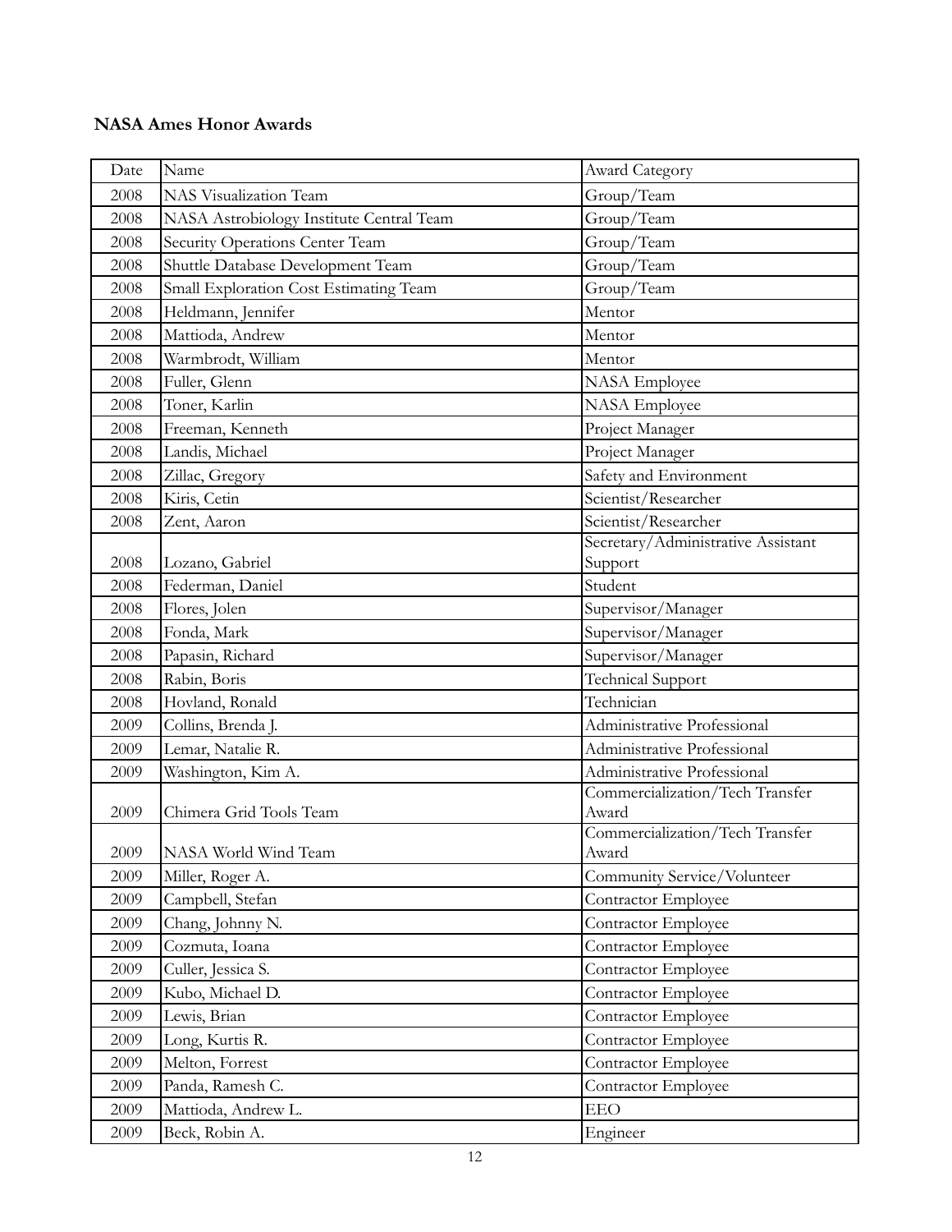**NASA Ames Honor Awards**

| Date | Name | Award Category |
|---|---|---|
| 2008 | NAS Visualization Team | Group/Team |
| 2008 | NASA Astrobiology Institute Central Team | Group/Team |
| 2008 | Security Operations Center Team | Group/Team |
| 2008 | Shuttle Database Development Team | Group/Team |
| 2008 | Small Exploration Cost Estimating Team | Group/Team |
| 2008 | Heldmann, Jennifer | Mentor |
| 2008 | Mattioda, Andrew | Mentor |
| 2008 | Warmbrodt, William | Mentor |
| 2008 | Fuller, Glenn | NASA Employee |
| 2008 | Toner, Karlin | NASA Employee |
| 2008 | Freeman, Kenneth | Project Manager |
| 2008 | Landis, Michael | Project Manager |
| 2008 | Zillac, Gregory | Safety and Environment |
| 2008 | Kiris, Cetin | Scientist/Researcher |
| 2008 | Zent, Aaron | Scientist/Researcher |
| 2008 | Lozano, Gabriel | Secretary/Administrative Assistant Support |
| 2008 | Federman, Daniel | Student |
| 2008 | Flores, Jolen | Supervisor/Manager |
| 2008 | Fonda, Mark | Supervisor/Manager |
| 2008 | Papasin, Richard | Supervisor/Manager |
| 2008 | Rabin, Boris | Technical Support |
| 2008 | Hovland, Ronald | Technician |
| 2009 | Collins, Brenda J. | Administrative Professional |
| 2009 | Lemar, Natalie R. | Administrative Professional |
| 2009 | Washington, Kim A. | Administrative Professional |
| 2009 | Chimera Grid Tools Team | Commercialization/Tech Transfer Award |
| 2009 | NASA World Wind Team | Commercialization/Tech Transfer Award |
| 2009 | Miller, Roger A. | Community Service/Volunteer |
| 2009 | Campbell, Stefan | Contractor Employee |
| 2009 | Chang, Johnny N. | Contractor Employee |
| 2009 | Cozmuta, Ioana | Contractor Employee |
| 2009 | Culler, Jessica S. | Contractor Employee |
| 2009 | Kubo, Michael D. | Contractor Employee |
| 2009 | Lewis, Brian | Contractor Employee |
| 2009 | Long, Kurtis R. | Contractor Employee |
| 2009 | Melton, Forrest | Contractor Employee |
| 2009 | Panda, Ramesh C. | Contractor Employee |
| 2009 | Mattioda, Andrew L. | EEO |
| 2009 | Beck, Robin A. | Engineer |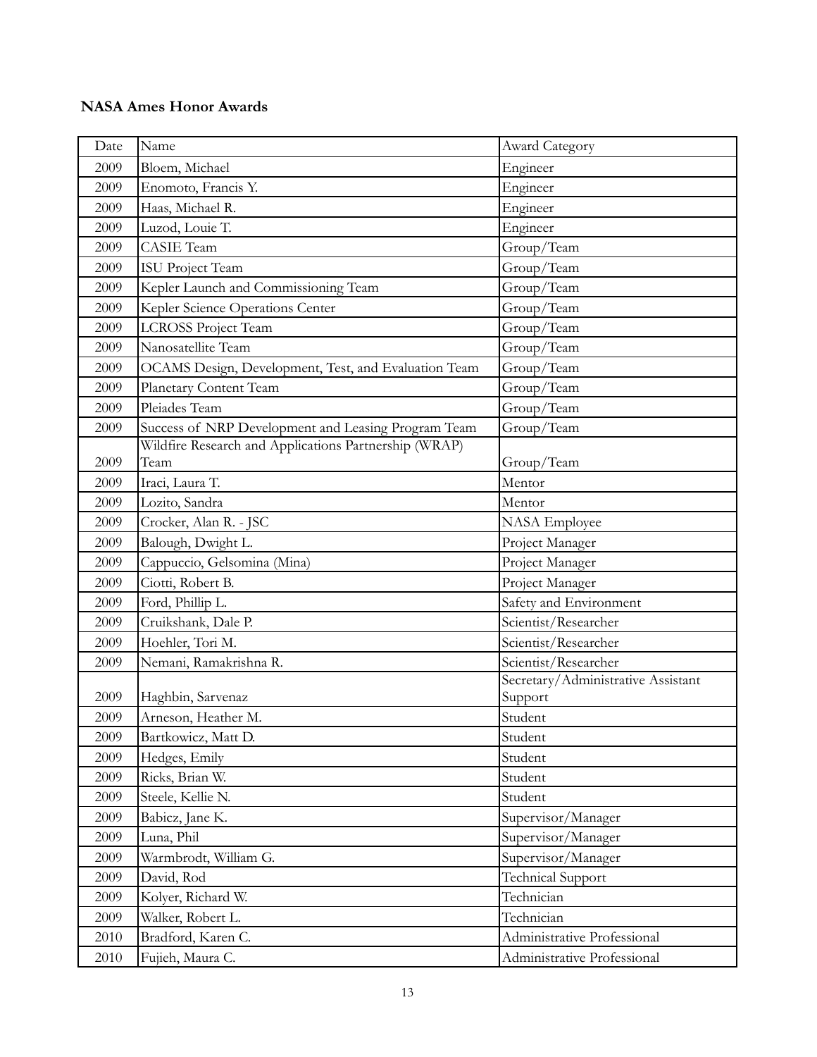**NASA Ames Honor Awards**

| Date | Name | Award Category |
|---|---|---|
| 2009 | Bloem, Michael | Engineer |
| 2009 | Enomoto, Francis Y. | Engineer |
| 2009 | Haas, Michael R. | Engineer |
| 2009 | Luzod, Louie T. | Engineer |
| 2009 | CASIE Team | Group/Team |
| 2009 | ISU Project Team | Group/Team |
| 2009 | Kepler Launch and Commissioning Team | Group/Team |
| 2009 | Kepler Science Operations Center | Group/Team |
| 2009 | LCROSS Project Team | Group/Team |
| 2009 | Nanosatellite Team | Group/Team |
| 2009 | OCAMS Design, Development, Test, and Evaluation Team | Group/Team |
| 2009 | Planetary Content Team | Group/Team |
| 2009 | Pleiades Team | Group/Team |
| 2009 | Success of NRP Development and Leasing Program Team | Group/Team |
| 2009 | Wildfire Research and Applications Partnership (WRAP) Team | Group/Team |
| 2009 | Iraci, Laura T. | Mentor |
| 2009 | Lozito, Sandra | Mentor |
| 2009 | Crocker, Alan R. - JSC | NASA Employee |
| 2009 | Balough, Dwight L. | Project Manager |
| 2009 | Cappuccio, Gelsomina (Mina) | Project Manager |
| 2009 | Ciotti, Robert B. | Project Manager |
| 2009 | Ford, Phillip L. | Safety and Environment |
| 2009 | Cruikshank, Dale P. | Scientist/Researcher |
| 2009 | Hoehler, Tori M. | Scientist/Researcher |
| 2009 | Nemani, Ramakrishna R. | Scientist/Researcher |
| 2009 | Haghbin, Sarvenaz | Secretary/Administrative Assistant Support |
| 2009 | Arneson, Heather M. | Student |
| 2009 | Bartkowicz, Matt D. | Student |
| 2009 | Hedges, Emily | Student |
| 2009 | Ricks, Brian W. | Student |
| 2009 | Steele, Kellie N. | Student |
| 2009 | Babicz, Jane K. | Supervisor/Manager |
| 2009 | Luna, Phil | Supervisor/Manager |
| 2009 | Warmbrodt, William G. | Supervisor/Manager |
| 2009 | David, Rod | Technical Support |
| 2009 | Kolyer, Richard W. | Technician |
| 2009 | Walker, Robert L. | Technician |
| 2010 | Bradford, Karen C. | Administrative Professional |
| 2010 | Fujieh, Maura C. | Administrative Professional |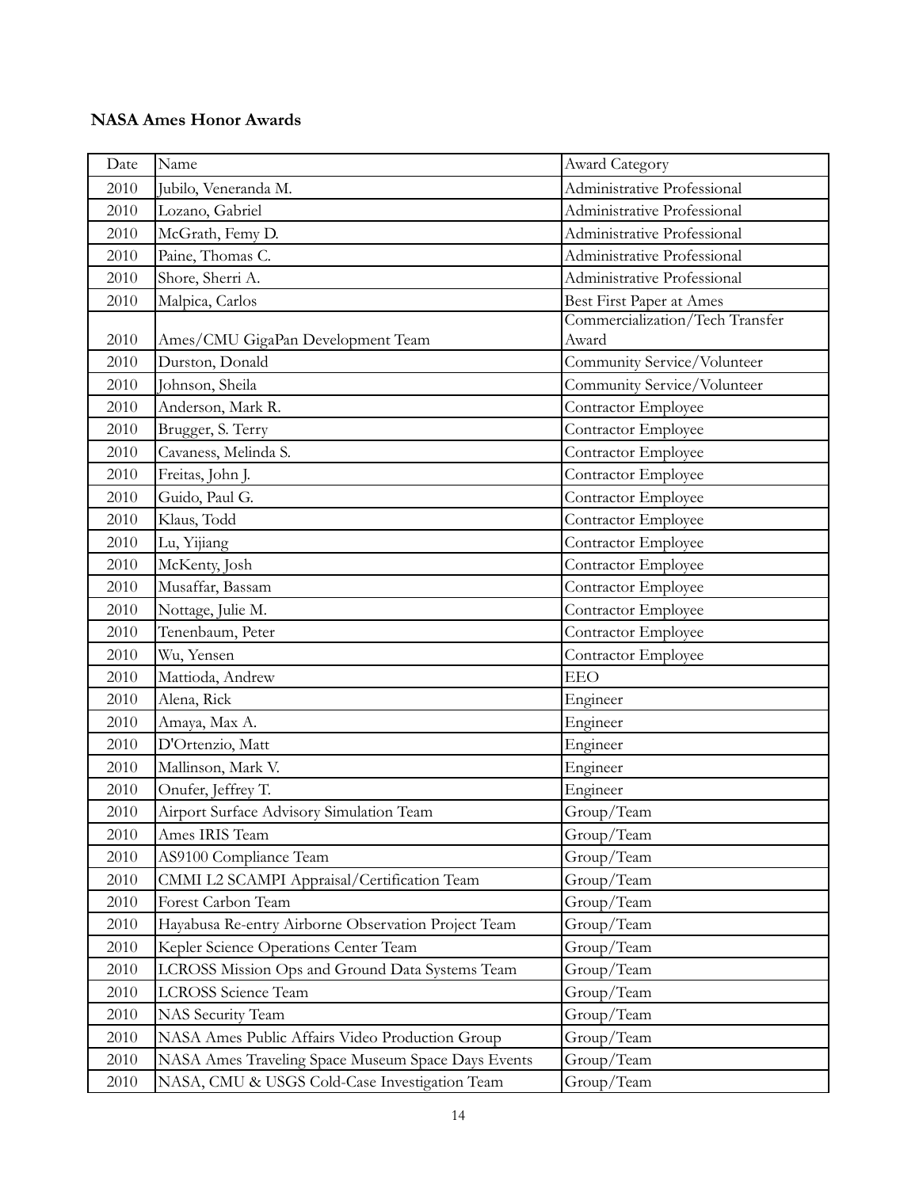**NASA Ames Honor Awards**

| Date | Name | Award Category |
|---|---|---|
| 2010 | Jubilo, Veneranda M. | Administrative Professional |
| 2010 | Lozano, Gabriel | Administrative Professional |
| 2010 | McGrath, Femy D. | Administrative Professional |
| 2010 | Paine, Thomas C. | Administrative Professional |
| 2010 | Shore, Sherri A. | Administrative Professional |
| 2010 | Malpica, Carlos | Best First Paper at Ames |
| 2010 | Ames/CMU GigaPan Development Team | Commercialization/Tech Transfer Award |
| 2010 | Durston, Donald | Community Service/Volunteer |
| 2010 | Johnson, Sheila | Community Service/Volunteer |
| 2010 | Anderson, Mark R. | Contractor Employee |
| 2010 | Brugger, S. Terry | Contractor Employee |
| 2010 | Cavaness, Melinda S. | Contractor Employee |
| 2010 | Freitas, John J. | Contractor Employee |
| 2010 | Guido, Paul G. | Contractor Employee |
| 2010 | Klaus, Todd | Contractor Employee |
| 2010 | Lu, Yijiang | Contractor Employee |
| 2010 | McKenty, Josh | Contractor Employee |
| 2010 | Musaffar, Bassam | Contractor Employee |
| 2010 | Nottage, Julie M. | Contractor Employee |
| 2010 | Tenenbaum, Peter | Contractor Employee |
| 2010 | Wu, Yensen | Contractor Employee |
| 2010 | Mattioda, Andrew | EEO |
| 2010 | Alena, Rick | Engineer |
| 2010 | Amaya, Max A. | Engineer |
| 2010 | D'Ortenzio, Matt | Engineer |
| 2010 | Mallinson, Mark V. | Engineer |
| 2010 | Onufer, Jeffrey T. | Engineer |
| 2010 | Airport Surface Advisory Simulation Team | Group/Team |
| 2010 | Ames IRIS Team | Group/Team |
| 2010 | AS9100 Compliance Team | Group/Team |
| 2010 | CMMI L2 SCAMPI Appraisal/Certification Team | Group/Team |
| 2010 | Forest Carbon Team | Group/Team |
| 2010 | Hayabusa Re-entry Airborne Observation Project Team | Group/Team |
| 2010 | Kepler Science Operations Center Team | Group/Team |
| 2010 | LCROSS Mission Ops and Ground Data Systems Team | Group/Team |
| 2010 | LCROSS Science Team | Group/Team |
| 2010 | NAS Security Team | Group/Team |
| 2010 | NASA Ames Public Affairs Video Production Group | Group/Team |
| 2010 | NASA Ames Traveling Space Museum Space Days Events | Group/Team |
| 2010 | NASA, CMU & USGS Cold-Case Investigation Team | Group/Team |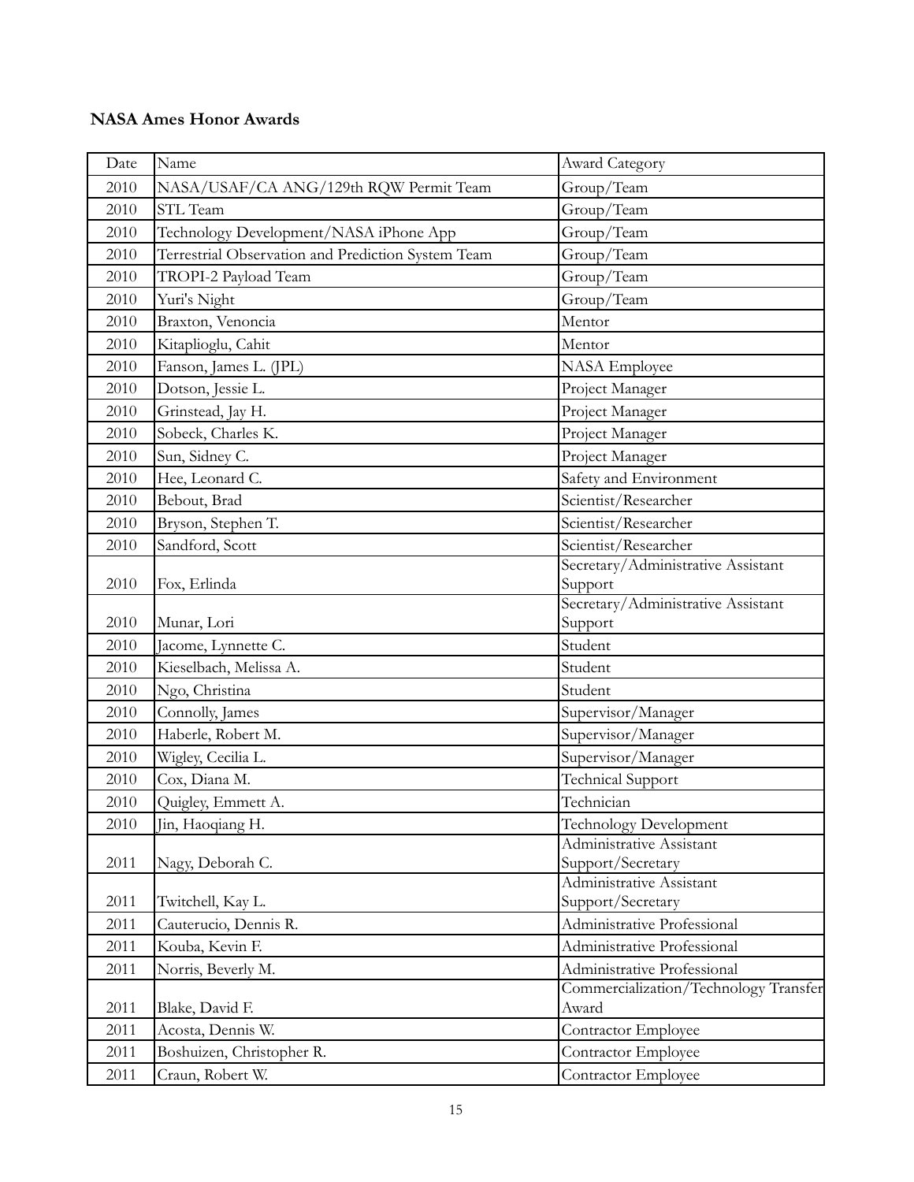**NASA Ames Honor Awards**

| Date | Name | Award Category |
|---|---|---|
| 2010 | NASA/USAF/CA ANG/129th RQW Permit Team | Group/Team |
| 2010 | STL Team | Group/Team |
| 2010 | Technology Development/NASA iPhone App | Group/Team |
| 2010 | Terrestrial Observation and Prediction System Team | Group/Team |
| 2010 | TROPI-2 Payload Team | Group/Team |
| 2010 | Yuri's Night | Group/Team |
| 2010 | Braxton, Venoncia | Mentor |
| 2010 | Kitaplioglu, Cahit | Mentor |
| 2010 | Fanson, James L. (JPL) | NASA Employee |
| 2010 | Dotson, Jessie L. | Project Manager |
| 2010 | Grinstead, Jay H. | Project Manager |
| 2010 | Sobeck, Charles K. | Project Manager |
| 2010 | Sun, Sidney C. | Project Manager |
| 2010 | Hee, Leonard C. | Safety and Environment |
| 2010 | Bebout, Brad | Scientist/Researcher |
| 2010 | Bryson, Stephen T. | Scientist/Researcher |
| 2010 | Sandford, Scott | Scientist/Researcher |
| 2010 | Fox, Erlinda | Secretary/Administrative Assistant Support |
| 2010 | Munar, Lori | Secretary/Administrative Assistant Support |
| 2010 | Jacome, Lynnette C. | Student |
| 2010 | Kieselbach, Melissa A. | Student |
| 2010 | Ngo, Christina | Student |
| 2010 | Connolly, James | Supervisor/Manager |
| 2010 | Haberle, Robert M. | Supervisor/Manager |
| 2010 | Wigley, Cecilia L. | Supervisor/Manager |
| 2010 | Cox, Diana M. | Technical Support |
| 2010 | Quigley, Emmett A. | Technician |
| 2010 | Jin, Haoqiang H. | Technology Development |
| 2011 | Nagy, Deborah C. | Administrative Assistant Support/Secretary |
| 2011 | Twitchell, Kay L. | Administrative Assistant Support/Secretary |
| 2011 | Cauterucio, Dennis R. | Administrative Professional |
| 2011 | Kouba, Kevin F. | Administrative Professional |
| 2011 | Norris, Beverly M. | Administrative Professional |
| 2011 | Blake, David F. | Commercialization/Technology Transfer Award |
| 2011 | Acosta, Dennis W. | Contractor Employee |
| 2011 | Boshuizen, Christopher R. | Contractor Employee |
| 2011 | Craun, Robert W. | Contractor Employee |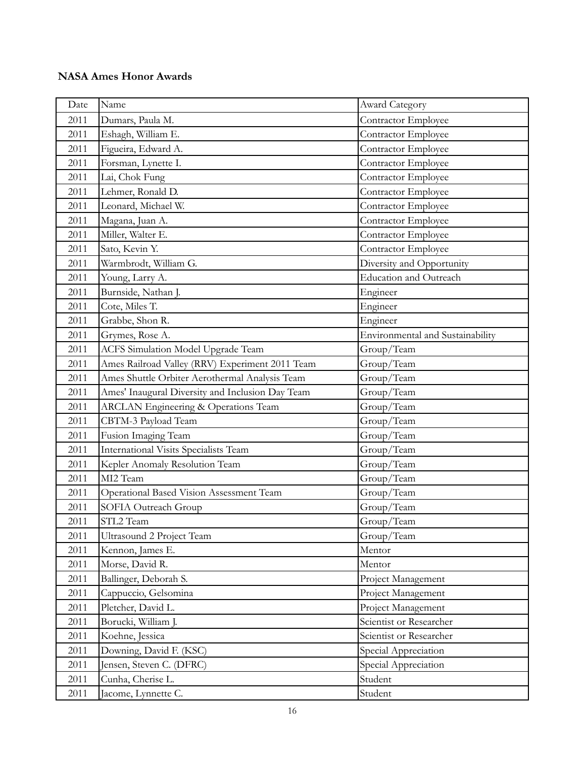**NASA Ames Honor Awards**

| Date | Name | Award Category |
|---|---|---|
| 2011 | Dumars, Paula M. | Contractor Employee |
| 2011 | Eshagh, William E. | Contractor Employee |
| 2011 | Figueira, Edward A. | Contractor Employee |
| 2011 | Forsman, Lynette I. | Contractor Employee |
| 2011 | Lai, Chok Fung | Contractor Employee |
| 2011 | Lehmer, Ronald D. | Contractor Employee |
| 2011 | Leonard, Michael W. | Contractor Employee |
| 2011 | Magana, Juan A. | Contractor Employee |
| 2011 | Miller, Walter E. | Contractor Employee |
| 2011 | Sato, Kevin Y. | Contractor Employee |
| 2011 | Warmbrodt, William G. | Diversity and Opportunity |
| 2011 | Young, Larry A. | Education and Outreach |
| 2011 | Burnside, Nathan J. | Engineer |
| 2011 | Cote, Miles T. | Engineer |
| 2011 | Grabbe, Shon R. | Engineer |
| 2011 | Grymes, Rose A. | Environmental and Sustainability |
| 2011 | ACFS Simulation Model Upgrade Team | Group/Team |
| 2011 | Ames Railroad Valley (RRV) Experiment 2011 Team | Group/Team |
| 2011 | Ames Shuttle Orbiter Aerothermal Analysis Team | Group/Team |
| 2011 | Ames' Inaugural Diversity and Inclusion Day Team | Group/Team |
| 2011 | ARCLAN Engineering & Operations Team | Group/Team |
| 2011 | CBTM-3 Payload Team | Group/Team |
| 2011 | Fusion Imaging Team | Group/Team |
| 2011 | International Visits Specialists Team | Group/Team |
| 2011 | Kepler Anomaly Resolution Team | Group/Team |
| 2011 | MI2 Team | Group/Team |
| 2011 | Operational Based Vision Assessment Team | Group/Team |
| 2011 | SOFIA Outreach Group | Group/Team |
| 2011 | STL2 Team | Group/Team |
| 2011 | Ultrasound 2 Project Team | Group/Team |
| 2011 | Kennon, James E. | Mentor |
| 2011 | Morse, David R. | Mentor |
| 2011 | Ballinger, Deborah S. | Project Management |
| 2011 | Cappuccio, Gelsomina | Project Management |
| 2011 | Pletcher, David L. | Project Management |
| 2011 | Borucki, William J. | Scientist or Researcher |
| 2011 | Koehne, Jessica | Scientist or Researcher |
| 2011 | Downing, David F. (KSC) | Special Appreciation |
| 2011 | Jensen, Steven C. (DFRC) | Special Appreciation |
| 2011 | Cunha, Cherise L. | Student |
| 2011 | Jacome, Lynnette C. | Student |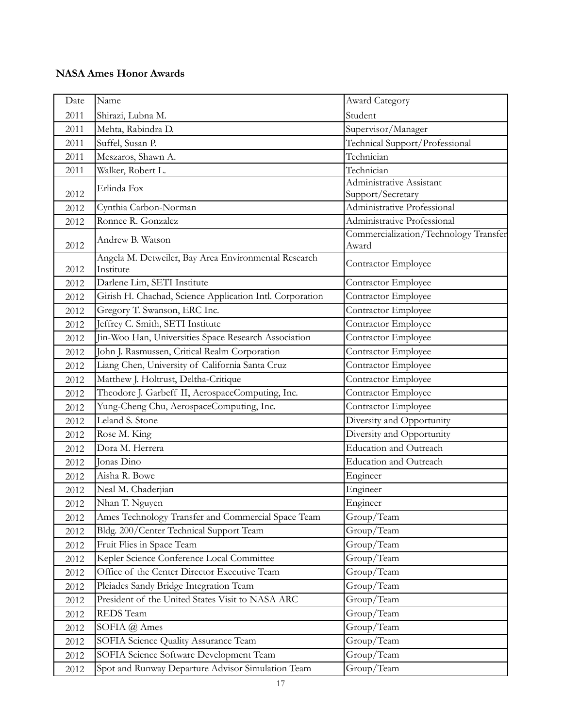**NASA Ames Honor Awards**

| Date | Name | Award Category |
| --- | --- | --- |
| 2011 | Shirazi, Lubna M. | Student |
| 2011 | Mehta, Rabindra D. | Supervisor/Manager |
| 2011 | Suffel, Susan P. | Technical Support/Professional |
| 2011 | Meszaros, Shawn A. | Technician |
| 2011 | Walker, Robert L. | Technician |
| 2012 | Erlinda Fox | Administrative Assistant Support/Secretary |
| 2012 | Cynthia Carbon-Norman | Administrative Professional |
| 2012 | Ronnee R. Gonzalez | Administrative Professional |
| 2012 | Andrew B. Watson | Commercialization/Technology Transfer Award |
| 2012 | Angela M. Detweiler, Bay Area Environmental Research Institute | Contractor Employee |
| 2012 | Darlene Lim, SETI Institute | Contractor Employee |
| 2012 | Girish H. Chachad, Science Application Intl. Corporation | Contractor Employee |
| 2012 | Gregory T. Swanson, ERC Inc. | Contractor Employee |
| 2012 | Jeffrey C. Smith, SETI Institute | Contractor Employee |
| 2012 | Jin-Woo Han, Universities Space Research Association | Contractor Employee |
| 2012 | John J. Rasmussen, Critical Realm Corporation | Contractor Employee |
| 2012 | Liang Chen, University of California Santa Cruz | Contractor Employee |
| 2012 | Matthew J. Holtrust, Deltha-Critique | Contractor Employee |
| 2012 | Theodore J. Garbeff II, AerospaceComputing, Inc. | Contractor Employee |
| 2012 | Yung-Cheng Chu, AerospaceComputing, Inc. | Contractor Employee |
| 2012 | Leland S. Stone | Diversity and Opportunity |
| 2012 | Rose M. King | Diversity and Opportunity |
| 2012 | Dora M. Herrera | Education and Outreach |
| 2012 | Jonas Dino | Education and Outreach |
| 2012 | Aisha R. Bowe | Engineer |
| 2012 | Neal M. Chaderjian | Engineer |
| 2012 | Nhan T. Nguyen | Engineer |
| 2012 | Ames Technology Transfer and Commercial Space Team | Group/Team |
| 2012 | Bldg. 200/Center Technical Support Team | Group/Team |
| 2012 | Fruit Flies in Space Team | Group/Team |
| 2012 | Kepler Science Conference Local Committee | Group/Team |
| 2012 | Office of the Center Director Executive Team | Group/Team |
| 2012 | Pleiades Sandy Bridge Integration Team | Group/Team |
| 2012 | President of the United States Visit to NASA ARC | Group/Team |
| 2012 | REDS Team | Group/Team |
| 2012 | SOFIA @ Ames | Group/Team |
| 2012 | SOFIA Science Quality Assurance Team | Group/Team |
| 2012 | SOFIA Science Software Development Team | Group/Team |
| 2012 | Spot and Runway Departure Advisor Simulation Team | Group/Team |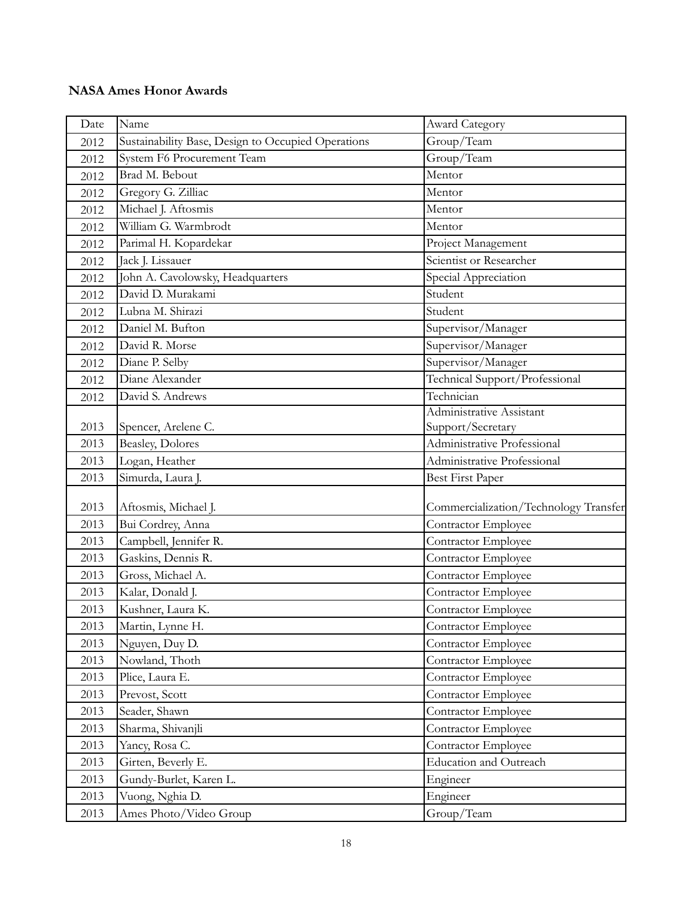**NASA Ames Honor Awards**

| Date | Name | Award Category |
|---|---|---|
| 2012 | Sustainability Base, Design to Occupied Operations | Group/Team |
| 2012 | System F6 Procurement Team | Group/Team |
| 2012 | Brad M. Bebout | Mentor |
| 2012 | Gregory G. Zilliac | Mentor |
| 2012 | Michael J. Aftosmis | Mentor |
| 2012 | William G. Warmbrodt | Mentor |
| 2012 | Parimal H. Kopardekar | Project Management |
| 2012 | Jack J. Lissauer | Scientist or Researcher |
| 2012 | John A. Cavolowsky, Headquarters | Special Appreciation |
| 2012 | David D. Murakami | Student |
| 2012 | Lubna M. Shirazi | Student |
| 2012 | Daniel M. Bufton | Supervisor/Manager |
| 2012 | David R. Morse | Supervisor/Manager |
| 2012 | Diane P. Selby | Supervisor/Manager |
| 2012 | Diane Alexander | Technical Support/Professional |
| 2012 | David S. Andrews | Technician |
| 2013 | Spencer, Arelene C. | Administrative Assistant Support/Secretary |
| 2013 | Beasley, Dolores | Administrative Professional |
| 2013 | Logan, Heather | Administrative Professional |
| 2013 | Simurda, Laura J. | Best First Paper |
| 2013 | Aftosmis, Michael J. | Commercialization/Technology Transfer |
| 2013 | Bui Cordrey, Anna | Contractor Employee |
| 2013 | Campbell, Jennifer R. | Contractor Employee |
| 2013 | Gaskins, Dennis R. | Contractor Employee |
| 2013 | Gross, Michael A. | Contractor Employee |
| 2013 | Kalar, Donald J. | Contractor Employee |
| 2013 | Kushner, Laura K. | Contractor Employee |
| 2013 | Martin, Lynne H. | Contractor Employee |
| 2013 | Nguyen, Duy D. | Contractor Employee |
| 2013 | Nowland, Thoth | Contractor Employee |
| 2013 | Plice, Laura E. | Contractor Employee |
| 2013 | Prevost, Scott | Contractor Employee |
| 2013 | Seader, Shawn | Contractor Employee |
| 2013 | Sharma, Shivanjli | Contractor Employee |
| 2013 | Yancy, Rosa C. | Contractor Employee |
| 2013 | Girten, Beverly E. | Education and Outreach |
| 2013 | Gundy-Burlet, Karen L. | Engineer |
| 2013 | Vuong, Nghia D. | Engineer |
| 2013 | Ames Photo/Video Group | Group/Team |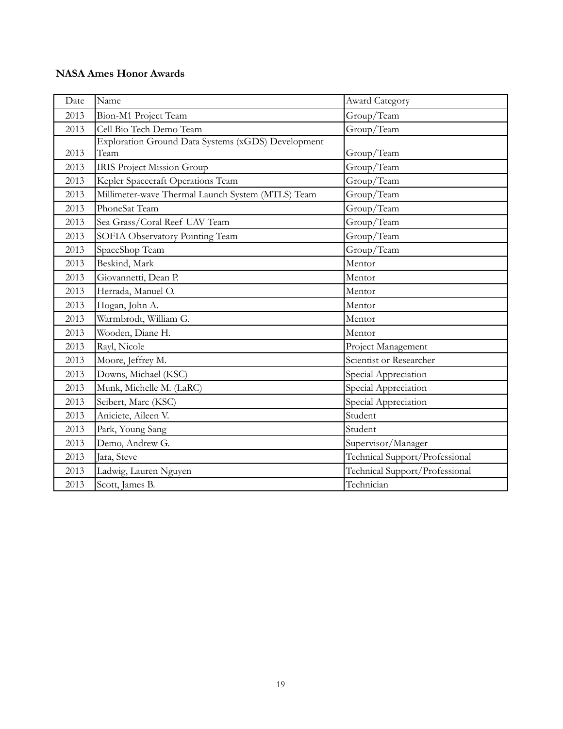**NASA Ames Honor Awards**

| Date | Name | Award Category |
|---|---|---|
| 2013 | Bion-M1 Project Team | Group/Team |
| 2013 | Cell Bio Tech Demo Team | Group/Team |
| 2013 | Exploration Ground Data Systems (xGDS) Development Team | Group/Team |
| 2013 | IRIS Project Mission Group | Group/Team |
| 2013 | Kepler Spacecraft Operations Team | Group/Team |
| 2013 | Millimeter-wave Thermal Launch System (MTLS) Team | Group/Team |
| 2013 | PhoneSat Team | Group/Team |
| 2013 | Sea Grass/Coral Reef UAV Team | Group/Team |
| 2013 | SOFIA Observatory Pointing Team | Group/Team |
| 2013 | SpaceShop Team | Group/Team |
| 2013 | Beskind, Mark | Mentor |
| 2013 | Giovannetti, Dean P. | Mentor |
| 2013 | Herrada, Manuel O. | Mentor |
| 2013 | Hogan, John A. | Mentor |
| 2013 | Warmbrodt, William G. | Mentor |
| 2013 | Wooden, Diane H. | Mentor |
| 2013 | Rayl, Nicole | Project Management |
| 2013 | Moore, Jeffrey M. | Scientist or Researcher |
| 2013 | Downs, Michael (KSC) | Special Appreciation |
| 2013 | Munk, Michelle M. (LaRC) | Special Appreciation |
| 2013 | Seibert, Marc (KSC) | Special Appreciation |
| 2013 | Aniciete, Aileen V. | Student |
| 2013 | Park, Young Sang | Student |
| 2013 | Demo, Andrew G. | Supervisor/Manager |
| 2013 | Jara, Steve | Technical Support/Professional |
| 2013 | Ladwig, Lauren Nguyen | Technical Support/Professional |
| 2013 | Scott, James B. | Technician |